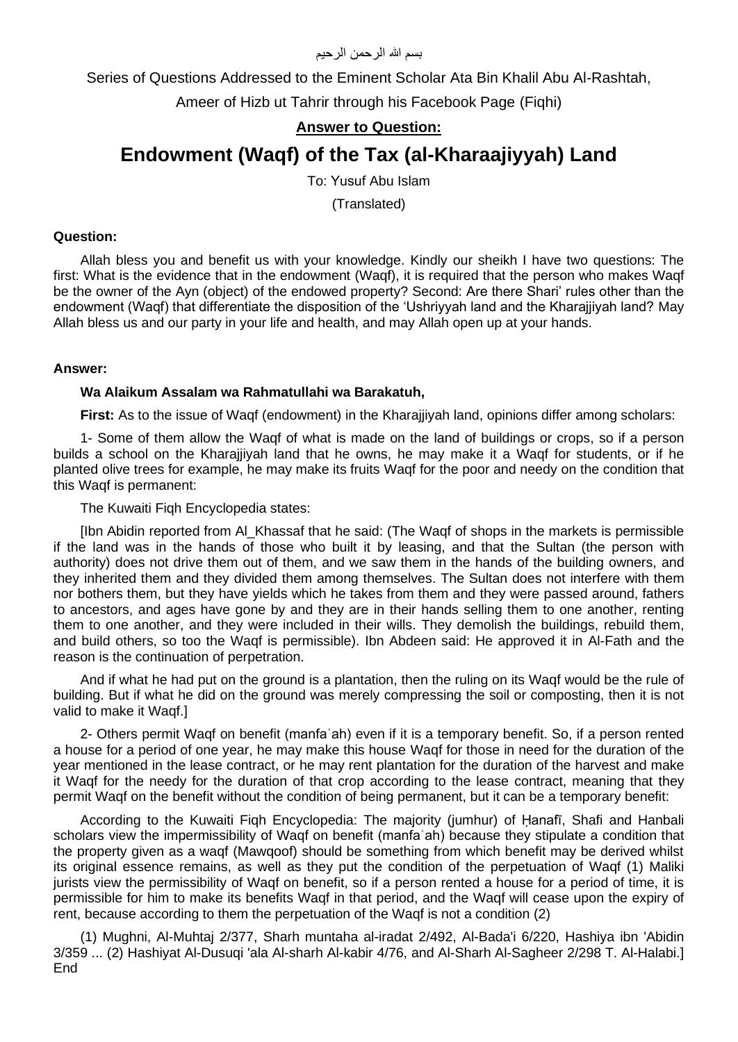بسم الله الرحمن الرحيم

Series of Questions Addressed to the Eminent Scholar Ata Bin Khalil Abu Al-Rashtah,

Ameer of Hizb ut Tahrir through his Facebook Page (Fiqhi)

**Answer to Question:**

# Endowment (Waqf) of the Tax (al-Kharaajiyyah) Land

To: Yusuf Abu Islam

(Translated)

**Question:**

Allah bless you and benefit us with your knowledge. Kindly our sheikh I have two questions: The first: What is the evidence that in the endowment (Waqf), it is required that the person who makes Waqf be the owner of the Ayn (object) of the endowed property? Second: Are there Shari' rules other than the endowment (Waqf) that differentiate the disposition of the 'Ushriyyah land and the Kharajjiyah land? May Allah bless us and our party in your life and health, and may Allah open up at your hands.

**Answer:**

**Wa Alaikum Assalam wa Rahmatullahi wa Barakatuh,**

**First:** As to the issue of Waqf (endowment) in the Kharajjiyah land, opinions differ among scholars:

1- Some of them allow the Waqf of what is made on the land of buildings or crops, so if a person builds a school on the Kharajjiyah land that he owns, he may make it a Waqf for students, or if he planted olive trees for example, he may make its fruits Waqf for the poor and needy on the condition that this Waqf is permanent:

The Kuwaiti Fiqh Encyclopedia states:

[Ibn Abidin reported from Al_Khassaf that he said: (The Waqf of shops in the markets is permissible if the land was in the hands of those who built it by leasing, and that the Sultan (the person with authority) does not drive them out of them, and we saw them in the hands of the building owners, and they inherited them and they divided them among themselves. The Sultan does not interfere with them nor bothers them, but they have yields which he takes from them and they were passed around, fathers to ancestors, and ages have gone by and they are in their hands selling them to one another, renting them to one another, and they were included in their wills. They demolish the buildings, rebuild them, and build others, so too the Waqf is permissible). Ibn Abdeen said: He approved it in Al-Fath and the reason is the continuation of perpetration.

And if what he had put on the ground is a plantation, then the ruling on its Waqf would be the rule of building. But if what he did on the ground was merely compressing the soil or composting, then it is not valid to make it Waqf.]

2- Others permit Waqf on benefit (manfaʿah) even if it is a temporary benefit. So, if a person rented a house for a period of one year, he may make this house Waqf for those in need for the duration of the year mentioned in the lease contract, or he may rent plantation for the duration of the harvest and make it Waqf for the needy for the duration of that crop according to the lease contract, meaning that they permit Waqf on the benefit without the condition of being permanent, but it can be a temporary benefit:

According to the Kuwaiti Fiqh Encyclopedia: The majority (jumhur) of Ḥanafī, Shafi and Hanbali scholars view the impermissibility of Waqf on benefit (manfaʿah) because they stipulate a condition that the property given as a waqf (Mawqoof) should be something from which benefit may be derived whilst its original essence remains, as well as they put the condition of the perpetuation of Waqf (1) Maliki jurists view the permissibility of Waqf on benefit, so if a person rented a house for a period of time, it is permissible for him to make its benefits Waqf in that period, and the Waqf will cease upon the expiry of rent, because according to them the perpetuation of the Waqf is not a condition (2)

(1) Mughni, Al-Muhtaj 2/377, Sharh muntaha al-iradat 2/492, Al-Bada'i 6/220, Hashiya ibn 'Abidin 3/359 ... (2) Hashiyat Al-Dusuqi 'ala Al-sharh Al-kabir 4/76, and Al-Sharh Al-Sagheer 2/298 T. Al-Halabi.] End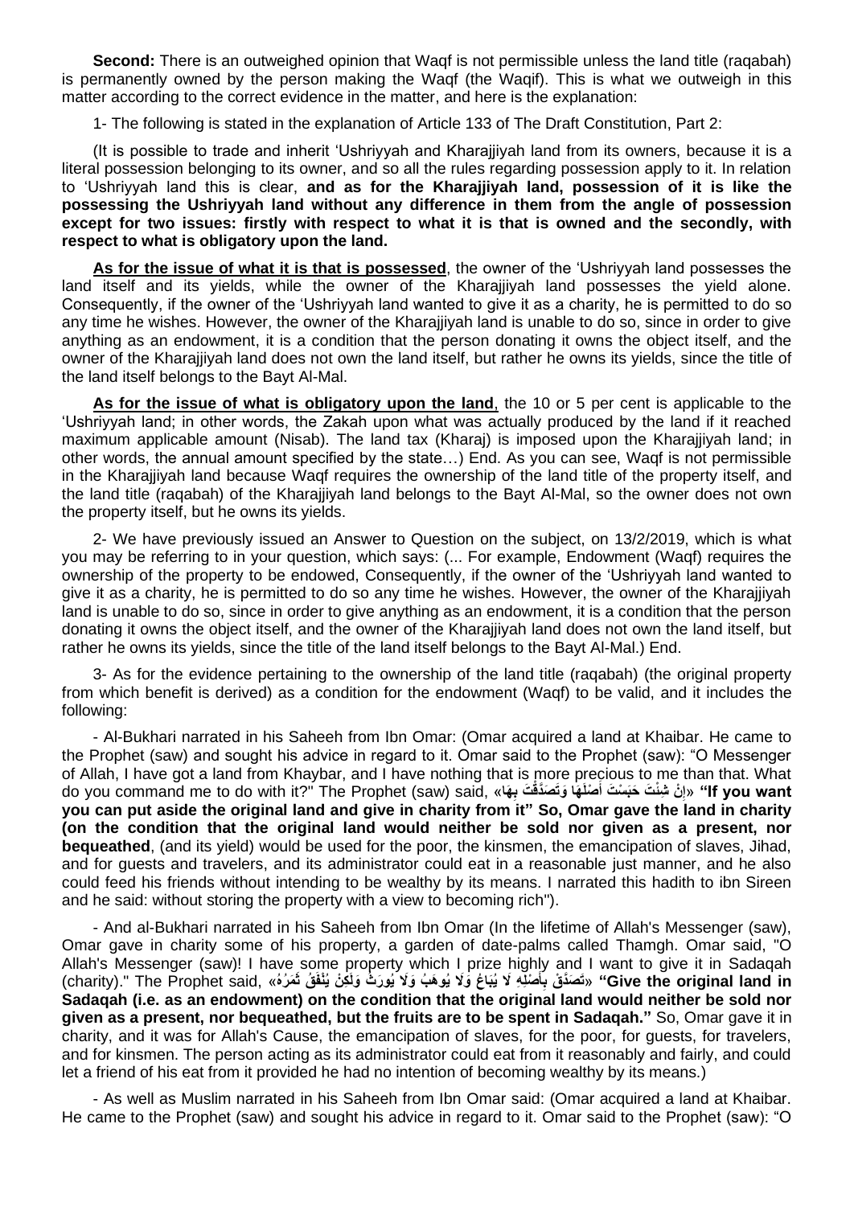**Second:** There is an outweighed opinion that Waqf is not permissible unless the land title (raqabah) is permanently owned by the person making the Waqf (the Waqif). This is what we outweigh in this matter according to the correct evidence in the matter, and here is the explanation:

1- The following is stated in the explanation of Article 133 of The Draft Constitution, Part 2:

(It is possible to trade and inherit 'Ushriyyah and Kharajjiyah land from its owners, because it is a literal possession belonging to its owner, and so all the rules regarding possession apply to it. In relation to 'Ushriyyah land this is clear, **and as for the Kharajjiyah land, possession of it is like the possessing the Ushriyyah land without any difference in them from the angle of possession except for two issues: firstly with respect to what it is that is owned and the secondly, with respect to what is obligatory upon the land.**

**<u>As for the issue of what it is that is possessed</u>**, the owner of the 'Ushriyyah land possesses the land itself and its yields, while the owner of the Kharajjiyah land possesses the yield alone. Consequently, if the owner of the 'Ushriyyah land wanted to give it as a charity, he is permitted to do so any time he wishes. However, the owner of the Kharajjiyah land is unable to do so, since in order to give anything as an endowment, it is a condition that the person donating it owns the object itself, and the owner of the Kharajjiyah land does not own the land itself, but rather he owns its yields, since the title of the land itself belongs to the Bayt Al-Mal.

**<u>As for the issue of what is obligatory upon the land</u>**, the 10 or 5 per cent is applicable to the 'Ushriyyah land; in other words, the Zakah upon what was actually produced by the land if it reached maximum applicable amount (Nisab). The land tax (Kharaj) is imposed upon the Kharajjiyah land; in other words, the annual amount specified by the state…) End. As you can see, Waqf is not permissible in the Kharajjiyah land because Waqf requires the ownership of the land title of the property itself, and the land title (raqabah) of the Kharajjiyah land belongs to the Bayt Al-Mal, so the owner does not own the property itself, but he owns its yields.

2- We have previously issued an Answer to Question on the subject, on 13/2/2019, which is what you may be referring to in your question, which says: (... For example, Endowment (Waqf) requires the ownership of the property to be endowed, Consequently, if the owner of the 'Ushriyyah land wanted to give it as a charity, he is permitted to do so any time he wishes. However, the owner of the Kharajjiyah land is unable to do so, since in order to give anything as an endowment, it is a condition that the person donating it owns the object itself, and the owner of the Kharajjiyah land does not own the land itself, but rather he owns its yields, since the title of the land itself belongs to the Bayt Al-Mal.) End.

3- As for the evidence pertaining to the ownership of the land title (raqabah) (the original property from which benefit is derived) as a condition for the endowment (Waqf) to be valid, and it includes the following:

- Al-Bukhari narrated in his Saheeh from Ibn Omar: (Omar acquired a land at Khaibar. He came to the Prophet (saw) and sought his advice in regard to it. Omar said to the Prophet (saw): "O Messenger of Allah, I have got a land from Khaybar, and I have nothing that is more precious to me than that. What do you command me to do with it?" The Prophet (saw) said, «إِنْ شِئْتَ حَبَسْتَ أَصْلَهَا وَتَصَدَّقْتَ بِهَا» **"If you want you can put aside the original land and give in charity from it" So, Omar gave the land in charity (on the condition that the original land would neither be sold nor given as a present, nor bequeathed**, (and its yield) would be used for the poor, the kinsmen, the emancipation of slaves, Jihad, and for guests and travelers, and its administrator could eat in a reasonable just manner, and he also could feed his friends without intending to be wealthy by its means. I narrated this hadith to ibn Sireen and he said: without storing the property with a view to becoming rich").

- And al-Bukhari narrated in his Saheeh from Ibn Omar (In the lifetime of Allah's Messenger (saw), Omar gave in charity some of his property, a garden of date-palms called Thamgh. Omar said, "O Allah's Messenger (saw)! I have some property which I prize highly and I want to give it in Sadaqah (charity)." The Prophet said, «تَصَدَّقْ بِأَصْلِهِ لَا يُبَاعُ وَلَا يُوهَبُ وَلَا يُورَثُ وَلَكِنْ يُنْفَقُ ثَمَرُهُ» **"Give the original land in Sadaqah (i.e. as an endowment) on the condition that the original land would neither be sold nor given as a present, nor bequeathed, but the fruits are to be spent in Sadaqah."** So, Omar gave it in charity, and it was for Allah's Cause, the emancipation of slaves, for the poor, for guests, for travelers, and for kinsmen. The person acting as its administrator could eat from it reasonably and fairly, and could let a friend of his eat from it provided he had no intention of becoming wealthy by its means.)

- As well as Muslim narrated in his Saheeh from Ibn Omar said: (Omar acquired a land at Khaibar. He came to the Prophet (saw) and sought his advice in regard to it. Omar said to the Prophet (saw): "O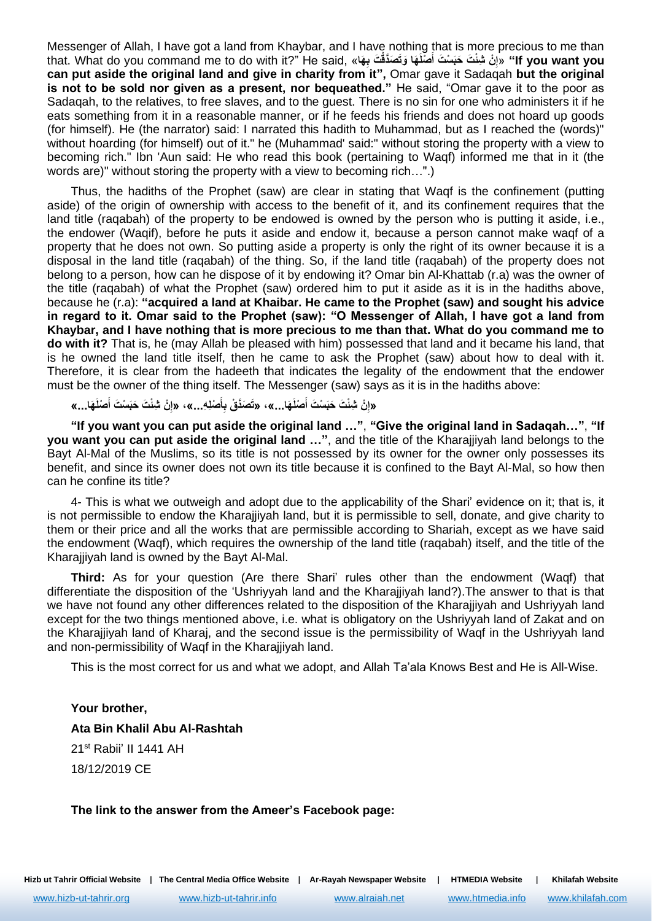Messenger of Allah, I have got a land from Khaybar, and I have nothing that is more precious to me than that. What do you command me to do with it?" He said, «إِنْ شِئْتَ حَبَسْتَ أَصْلَهَا وَتَصَدَّقْتَ بِهَا» **"If you want you can put aside the original land and give in charity from it",** Omar gave it Sadaqah **but the original is not to be sold nor given as a present, nor bequeathed."** He said, "Omar gave it to the poor as Sadaqah, to the relatives, to free slaves, and to the guest. There is no sin for one who administers it if he eats something from it in a reasonable manner, or if he feeds his friends and does not hoard up goods (for himself). He (the narrator) said: I narrated this hadith to Muhammad, but as I reached the (words)" without hoarding (for himself) out of it." he (Muhammad' said:" without storing the property with a view to becoming rich." Ibn 'Aun said: He who read this book (pertaining to Waqf) informed me that in it (the words are)" without storing the property with a view to becoming rich…".)

Thus, the hadiths of the Prophet (saw) are clear in stating that Waqf is the confinement (putting aside) of the origin of ownership with access to the benefit of it, and its confinement requires that the land title (raqabah) of the property to be endowed is owned by the person who is putting it aside, i.e., the endower (Waqif), before he puts it aside and endow it, because a person cannot make waqf of a property that he does not own. So putting aside a property is only the right of its owner because it is a disposal in the land title (raqabah) of the thing. So, if the land title (raqabah) of the property does not belong to a person, how can he dispose of it by endowing it? Omar bin Al-Khattab (r.a) was the owner of the title (raqabah) of what the Prophet (saw) ordered him to put it aside as it is in the hadiths above, because he (r.a): **"acquired a land at Khaibar. He came to the Prophet (saw) and sought his advice in regard to it. Omar said to the Prophet (saw): "O Messenger of Allah, I have got a land from Khaybar, and I have nothing that is more precious to me than that. What do you command me to do with it?** That is, he (may Allah be pleased with him) possessed that land and it became his land, that is he owned the land title itself, then he came to ask the Prophet (saw) about how to deal with it. Therefore, it is clear from the hadeeth that indicates the legality of the endowment that the endower must be the owner of the thing itself. The Messenger (saw) says as it is in the hadiths above:

**«إِنْ شِئْتَ حَبَسْتَ أَصْلَهَا...»، «تَصَدَّقْ بِأَصْلِهِ...»، «إِنْ شِئْتَ حَبَسْتَ أَصْلَهَا...»**

**"If you want you can put aside the original land …"**, **"Give the original land in Sadaqah…"**, **"If you want you can put aside the original land …"**, and the title of the Kharajjiyah land belongs to the Bayt Al-Mal of the Muslims, so its title is not possessed by its owner for the owner only possesses its benefit, and since its owner does not own its title because it is confined to the Bayt Al-Mal, so how then can he confine its title?

4- This is what we outweigh and adopt due to the applicability of the Shari' evidence on it; that is, it is not permissible to endow the Kharajjiyah land, but it is permissible to sell, donate, and give charity to them or their price and all the works that are permissible according to Shariah, except as we have said the endowment (Waqf), which requires the ownership of the land title (raqabah) itself, and the title of the Kharajjiyah land is owned by the Bayt Al-Mal.

**Third:** As for your question (Are there Shari' rules other than the endowment (Waqf) that differentiate the disposition of the 'Ushriyyah land and the Kharajjiyah land?).The answer to that is that we have not found any other differences related to the disposition of the Kharajjiyah and Ushriyyah land except for the two things mentioned above, i.e. what is obligatory on the Ushriyyah land of Zakat and on the Kharajjiyah land of Kharaj, and the second issue is the permissibility of Waqf in the Ushriyyah land and non-permissibility of Waqf in the Kharajjiyah land.

This is the most correct for us and what we adopt, and Allah Ta'ala Knows Best and He is All-Wise.

**Your brother,**

**Ata Bin Khalil Abu Al-Rashtah**

21st Rabii' II 1441 AH

18/12/2019 CE

**The link to the answer from the Ameer's Facebook page:**